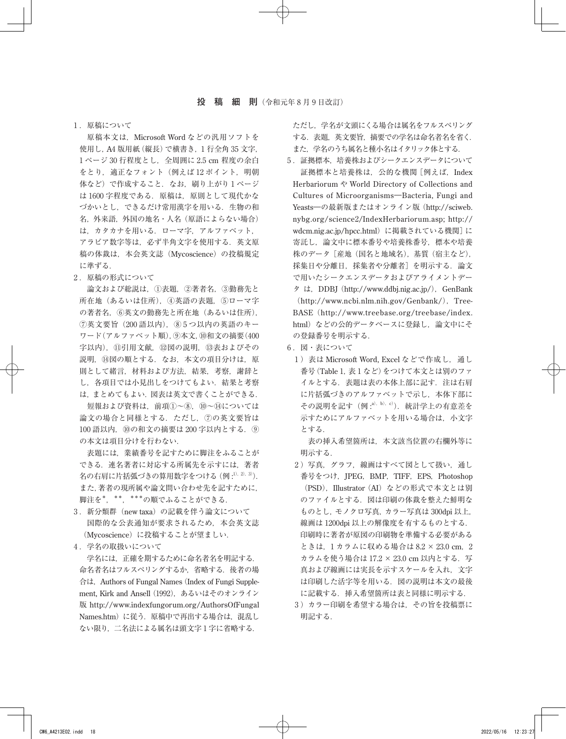## 投　稿　細　則（令和元年 8 月 9 日改訂）

1．原稿について

原稿本文は，Microsoft Word などの汎用ソフトを使用し，A4 版用紙（縦長）で横書き，1 行全角 35 文字，1 ページ 30 行程度とし，全周囲に 2.5 cm 程度の余白をとり，適正なフォント（例えば 12 ポイント，明朝体など）で作成すること．なお，刷り上がり 1 ページは 1600 字程度である．原稿は，原則として現代かなづかいとし，できるだけ常用漢字を用いる．生物の和名，外来語，外国の地名・人名（原語によらない場合）は，カタカナを用いる．ローマ字，アルファベット，アラビア数字等は，必ず半角文字を使用する．英文原稿の体裁は，本会英文誌（Mycoscience）の投稿規定に準ずる．

2．原稿の形式について

論文および総説は，①表題，②著者名，③勤務先と所在地（あるいは住所），④英語の表題，⑤ローマ字の著者名，⑥英文の勤務先と所在地（あるいは住所），⑦英文要旨（200 語以内），⑧ 5 つ以内の英語のキーワード（アルファベット順），⑨本文，⑩和文の摘要（400 字以内），⑪引用文献，⑫図の説明，⑬表およびその説明，⑭図の順とする．なお，本文の項目分けは，原則として緒言，材料および方法，結果，考察，謝辞とし，各項目では小見出しをつけてもよい．結果と考察は，まとめてもよい．図表は英文で書くことができる．

短報および資料は，前項①～⑧，⑩～⑭については論文の場合と同様とする．ただし，⑦の英文要旨は 100 語以内，⑩の和文の摘要は 200 字以内とする．⑨の本文は項目分けを行わない．

表題には，業績番号を記すために脚注をふることができる．連名著者に対応する所属先を示すには，著者名の右肩に片括弧づきの算用数字をつける（例：[1)，2)，3)]）．また，著者の現所属や論文問い合わせ先を記すために，脚注を*，**，***の順でふることができる．

3．新分類群（new taxa）の記載を伴う論文について

国際的な公表通知が要求されるため，本会英文誌（Mycoscience）に投稿することが望ましい．

4．学名の取扱いについて

学名には，正確を期するために命名者名を明記する．命名者名はフルスペリングするか，省略する．後者の場合は，Authors of Fungal Names（Index of Fungi Supplement, Kirk and Ansell（1992），あるいはそのオンライン版 http://www.indexfungorum.org/AuthorsOfFungalNames.htm）に従う．原稿中で再出する場合は，混乱しない限り，二名法による属名は頭文字 1 字に省略する．ただし，学名が文頭にくる場合は属名をフルスペリングする．表題，英文要旨，摘要での学名は命名者名を省く．また，学名のうち属名と種小名はイタリック体とする．

5．証拠標本，培養株およびシークエンスデータについて

証拠標本と培養株は，公的な機関［例えば，Index Herbariorum や World Directory of Collections and Cultures of Microorganisms—Bacteria, Fungi and Yeasts—の最新版またはオンライン版（http://sciweb.nybg.org/science2/IndexHerbariorum.asp; http://wdcm.nig.ac.jp/hpcc.html）に掲載されている機関］に寄託し，論文中に標本番号や培養株番号，標本や培養株のデータ［産地（国名と地域名），基質（宿主など），採集日や分離日，採集者や分離者］を明示する．論文で用いたシークエンスデータおよびアライメントデータは，DDBJ（http://www.ddbj.nig.ac.jp/），GenBank（http://www.ncbi.nlm.nih.gov/Genbank/），TreeBASE（http://www.treebase.org/treebase/index.html）などの公的データベースに登録し，論文中にその登録番号を明示する．

6．図・表について

1）表は Microsoft Word, Excel などで作成し，通し番号（Table 1, 表 1 など）をつけて本文とは別のファイルとする．表題は表の本体上部に記す．注は右肩に片括弧づきのアルファベットで示し，本体下部にその説明を記す（例：[a)，b)，c)]）．統計学上の有意差を示すためにアルファベットを用いる場合は，小文字とする．

表の挿入希望箇所は，本文該当位置の右欄外等に明示する．

2）写真，グラフ，線画はすべて図として扱い，通し番号をつけ，JPEG，BMP，TIFF，EPS，Photoshop（PSD），Illustrator（AI）などの形式で本文とは別のファイルとする．図は印刷の体裁を整えた鮮明なものとし，モノクロ写真，カラー写真は 300dpi 以上，線画は 1200dpi 以上の解像度を有するものとする．印刷時に著者が原図の印刷物を準備する必要があるときは，1 カラムに収める場合は 8.2 × 23.0 cm，2 カラムを使う場合は 17.2 × 23.0 cm 以内とする．写真および線画には実長を示すスケールを入れ，文字は印刷した活字等を用いる．図の説明は本文の最後に記載する．挿入希望箇所は表と同様に明示する．

3）カラー印刷を希望する場合は，その旨を投稿票に明記する．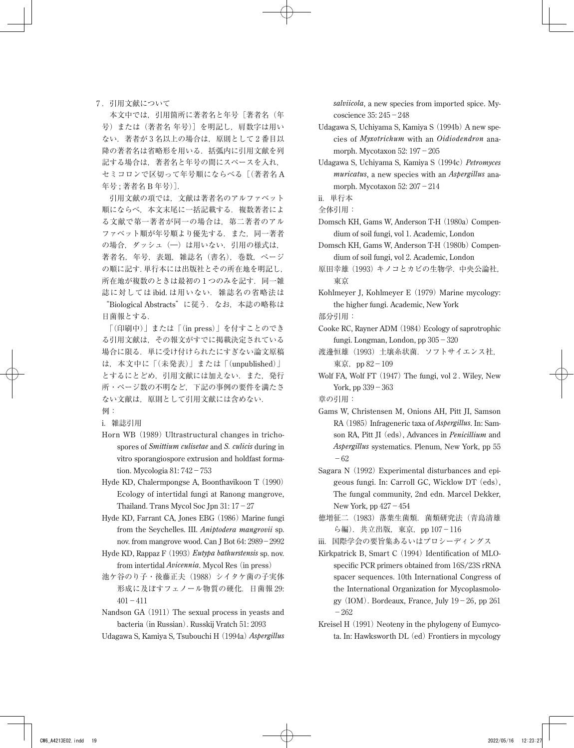## 7．引用文献について

本文中では，引用箇所に著者名と年号［著者名（年号）または（著者名 年号）］を明記し，肩数字は用いない．著者が 3 名以上の場合は，原則として 2 番目以降の著者名は省略形を用いる．括弧内に引用文献を列記する場合は，著者名と年号の間にスペースを入れ，セミコロンで区切って年号順にならべる［(著者名 A 年号 ; 著者名 B 年号)］.

引用文献の項では，文献は著者名のアルファベット順にならべ，本文末尾に一括記載する．複数著者による文献で第一著者が同一の場合は，第二著者のアルファベット順が年号順より優先する．また，同一著者の場合，ダッシュ（—）は用いない．引用の様式は，著者名，年号，表題，雑誌名（書名），巻数，ページの順に記す. 単行本には出版社とその所在地を明記し，所在地が複数のときは最初の 1 つのみを記す．同一雑誌に対しては ibid. は用いない．雑誌名の省略法は“Biological Abstracts”に従う．なお，本誌の略称は日菌報とする．

「(印刷中)」または「(in press)」を付すことのできる引用文献は，その報文がすでに掲載決定されている場合に限る．単に受け付けられたにすぎない論文原稿は，本文中に「(未発表)」または「(unpublished)」とするにとどめ，引用文献には加えない．また，発行所・ページ数の不明など，下記の事例の要件を満たさない文献は，原則として引用文献には含めない．

例：

i.　雑誌引用

Horn WB (1989) Ultrastructural changes in trichospores of *Smittium culisetae* and *S. culicis* during in vitro sporangiospore extrusion and holdfast formation. Mycologia 81: 742－753

Hyde KD, Chalermpongse A, Boonthavikoon T (1990) Ecology of intertidal fungi at Ranong mangrove, Thailand. Trans Mycol Soc Jpn 31: 17－27

Hyde KD, Farrant CA, Jones EBG (1986) Marine fungi from the Seychelles. III. *Aniptodera mangrovii* sp. nov. from mangrove wood. Can J Bot 64: 2989－2992

Hyde KD, Rappaz F (1993) *Eutypa bathurstensis* sp. nov. from intertidal *Avicennia*. Mycol Res (in press)

池ケ谷のり子・後藤正夫（1988）シイタケ菌の子実体形成に及ぼすフェノール物質の硬化．日菌報 29: 401－411

Nandson GA (1911) The sexual process in yeasts and bacteria (in Russian). Russkij Vratch 51: 2093

Udagawa S, Kamiya S, Tsubouchi H (1994a) *Aspergillus salviicola*, a new species from imported spice. Mycoscience 35: 245－248

Udagawa S, Uchiyama S, Kamiya S (1994b) A new species of *Myxotrichum* with an *Oidiodendron* anamorph. Mycotaxon 52: 197－205

Udagawa S, Uchiyama S, Kamiya S (1994c) *Petromyces muricatus*, a new species with an *Aspergillus* anamorph. Mycotaxon 52: 207－214

ii.　単行本

全体引用：

Domsch KH, Gams W, Anderson T-H (1980a) Compendium of soil fungi, vol 1. Academic, London

Domsch KH, Gams W, Anderson T-H (1980b) Compendium of soil fungi, vol 2. Academic, London

原田幸雄（1993）キノコとカビの生物学．中央公論社，東京

Kohlmeyer J, Kohlmeyer E (1979) Marine mycology: the higher fungi. Academic, New York

部分引用：

Cooke RC, Rayner ADM (1984) Ecology of saprotrophic fungi. Longman, London, pp 305－320

渡邊恒雄（1993）土壌糸状菌．ソフトサイエンス社，東京，pp 82－109

Wolf FA, Wolf FT (1947) The fungi, vol 2 . Wiley, New York, pp 339－363

章の引用：

Gams W, Christensen M, Onions AH, Pitt JI, Samson RA (1985) Infrageneric taxa of *Aspergillus*. In: Samson RA, Pitt JI (eds), Advances in *Penicillium* and *Aspergillus* systematics. Plenum, New York, pp 55－62

Sagara N (1992) Experimental disturbances and epigeous fungi. In: Carroll GC, Wicklow DT (eds), The fungal community, 2nd edn. Marcel Dekker, New York, pp 427－454

徳増征二（1983）落葉生菌類．菌類研究法（青島清雄ら編）．共立出版，東京，pp 107－116

iii.　国際学会の要旨集あるいはプロシーディングス

Kirkpatrick B, Smart C (1994) Identification of MLO-specific PCR primers obtained from 16S/23S rRNA spacer sequences. 10th International Congress of the International Organization for Mycoplasmology (IOM). Bordeaux, France, July 19－26, pp 261－262

Kreisel H (1991) Neoteny in the phylogeny of Eumycota. In: Hawksworth DL (ed) Frontiers in mycology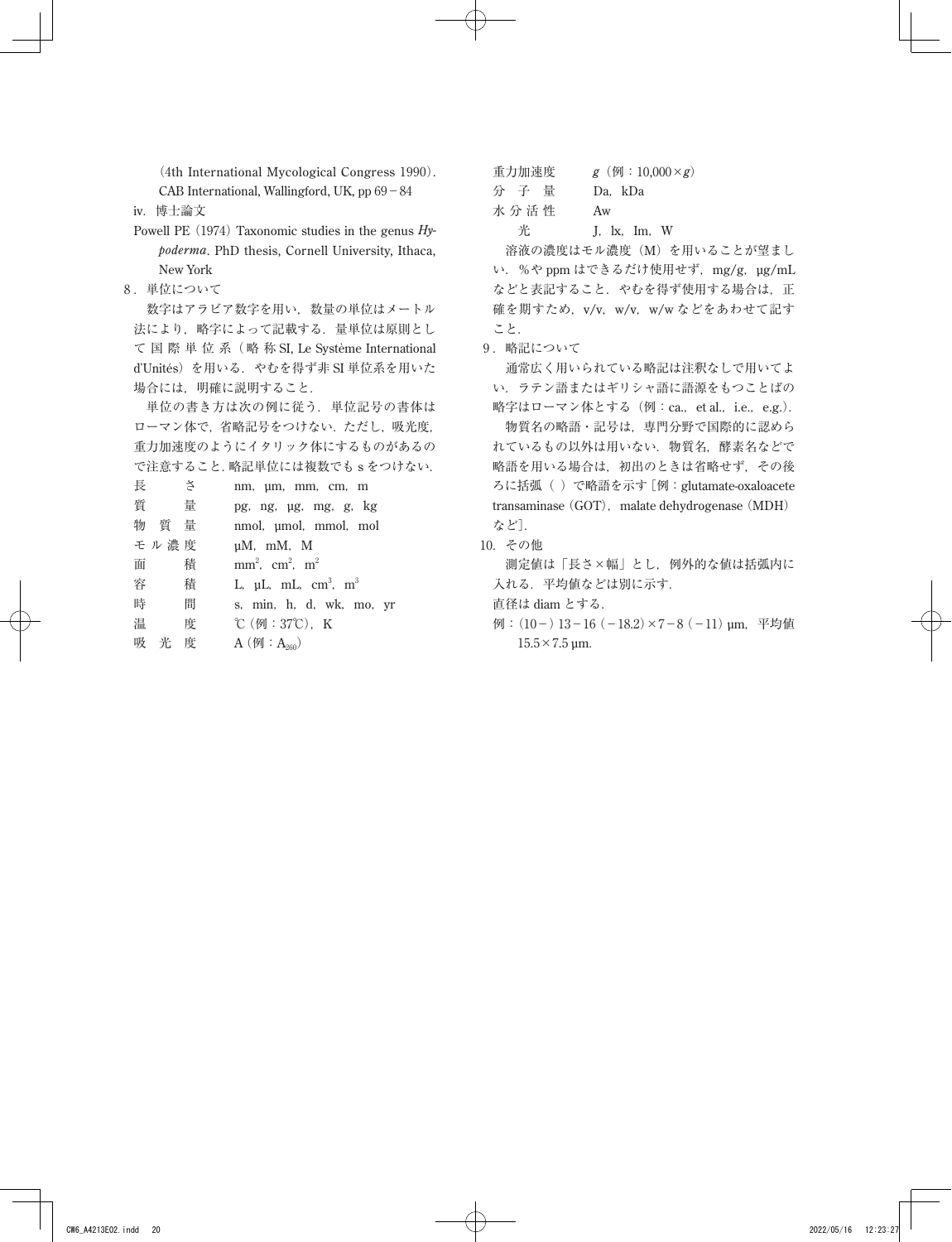(4th International Mycological Congress 1990). CAB International, Wallingford, UK, pp 69 − 84

iv. 博士論文

Powell PE (1974) Taxonomic studies in the genus *Hypoderma*. PhD thesis, Cornell University, Ithaca, New York

8. 単位について

数字はアラビア数字を用い，数量の単位はメートル法により，略字によって記載する．量単位は原則として国際単位系（略称 SI, Le Système International d'Unités）を用いる．やむを得ず非 SI 単位系を用いた場合には，明確に説明すること．

単位の書き方は次の例に従う．単位記号の書体はローマン体で，省略記号をつけない．ただし，吸光度，重力加速度のようにイタリック体にするものがあるので注意すること. 略記単位には複数でも s をつけない．

| | |
|---|---|
| 長　　さ | nm，µm，mm，cm，m |
| 質　　量 | pg，ng，µg，mg，g，kg |
| 物 質 量 | nmol，µmol，mmol，mol |
| モル濃度 | µM，mM，M |
| 面　　積 | $mm^2$，$cm^2$，$m^2$ |
| 容　　積 | L，µL，mL，$cm^3$，$m^3$ |
| 時　　間 | s，min，h，d，wk，mo，yr |
| 温　　度 | ℃（例：37℃），K |
| 吸 光 度 | A（例：$A_{260}$） |
| 重力加速度 | *g*（例：10,000 × *g*） |
| 分 子 量 | Da，kDa |
| 水分活性 | Aw |
| 光 | J，lx，lm，W |

溶液の濃度はモル濃度（M）を用いることが望ましい．% や ppm はできるだけ使用せず，mg/g，µg/mL などと表記すること．やむを得ず使用する場合は，正確を期すため，v/v，w/v，w/w などをあわせて記すこと．

9. 略記について

通常広く用いられている略記は注釈なしで用いてよい．ラテン語またはギリシャ語に語源をもつことばの略字はローマン体とする（例：ca.，et al.，i.e.，e.g.）．

物質名の略語・記号は，専門分野で国際的に認められているもの以外は用いない．物質名，酵素名などで略語を用いる場合は，初出のときは省略せず，その後ろに括弧（ ）で略語を示す［例：glutamate-oxaloacetete transaminase（GOT），malate dehydrogenase（MDH）など］．

10. その他

測定値は「長さ × 幅」とし，例外的な値は括弧内に入れる．平均値などは別に示す．

直径は diam とする．

例：(10 − ) 13 − 16 ( − 18.2) × 7 − 8 ( − 11) µm，平均値 15.5 × 7.5 µm.